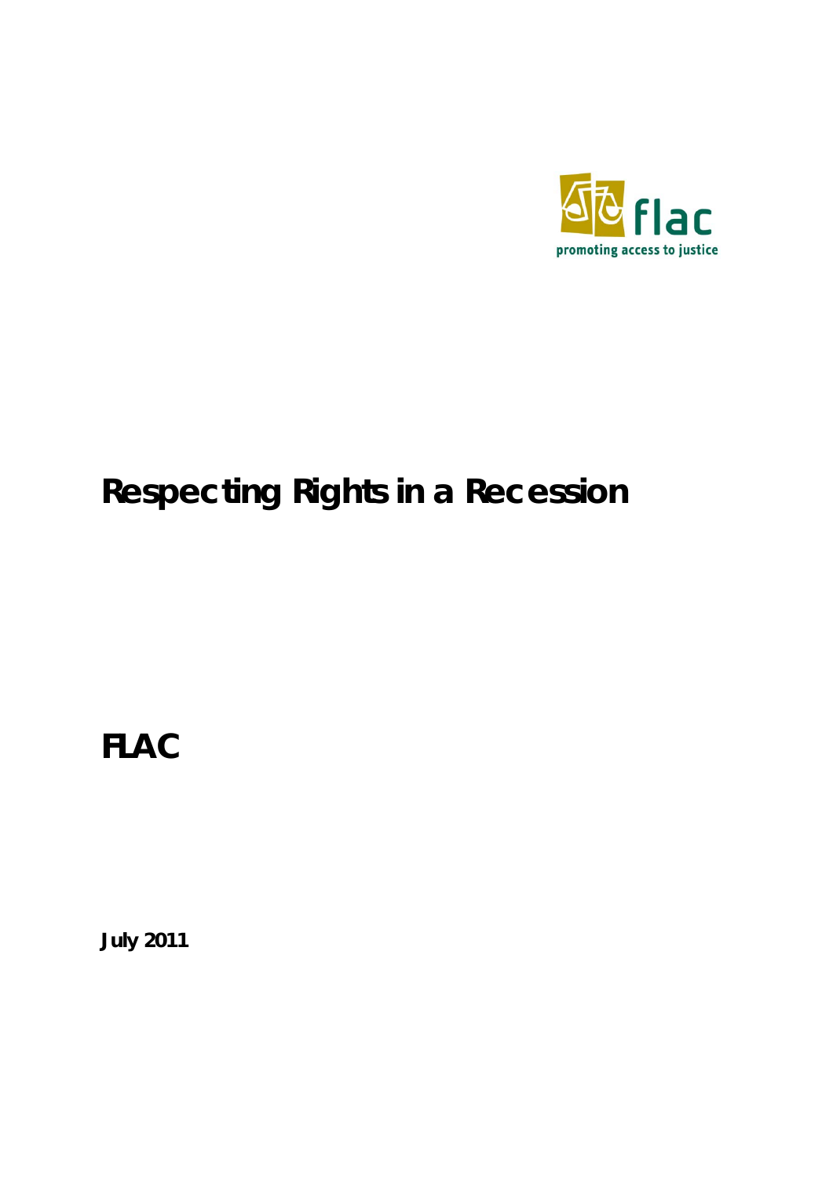flac

promoting access to justice

# Respecting Rights in a Recession

**FLAC**

**July 2011**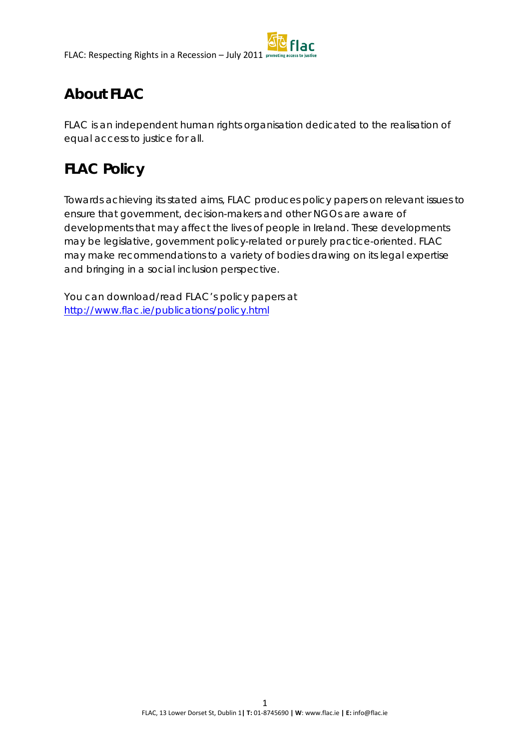## About FLAC

FLAC is an independent human rights organisation dedicated to the realisation of equal access to justice for all.

## FLAC Policy

Towards achieving its stated aims, FLAC produces policy papers on relevant issues to ensure that government, decision-makers and other NGOs are aware of developments that may affect the lives of people in Ireland. These developments may be legislative, government policy-related or purely practice-oriented. FLAC may make recommendations to a variety of bodies drawing on its legal expertise and bringing in a social inclusion perspective.

You can download/read FLAC's policy papers at
http://www.flac.ie/publications/policy.html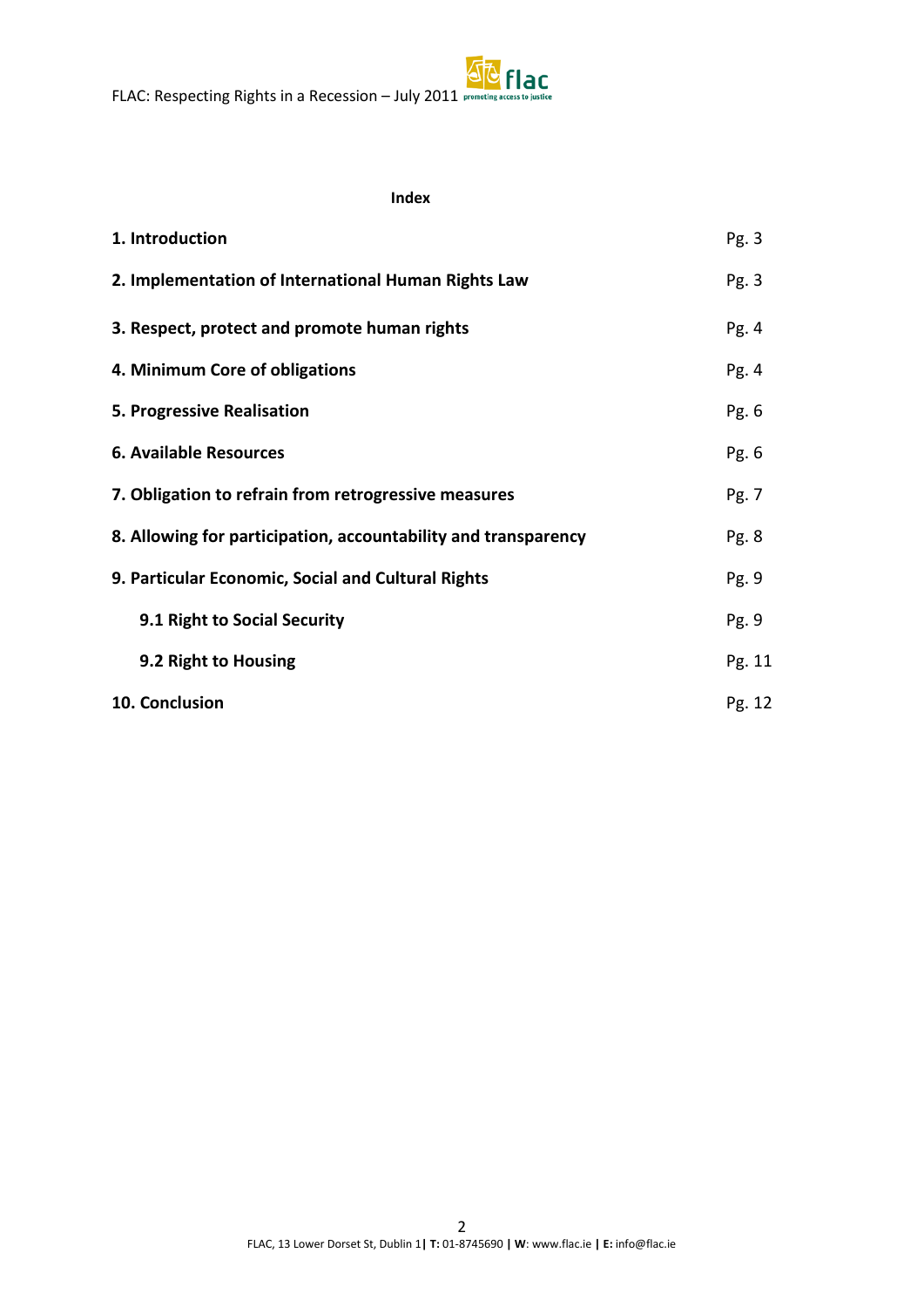**Index**

| | |
|---|---|
| **1. Introduction** | Pg. 3 |
| **2. Implementation of International Human Rights Law** | Pg. 3 |
| **3. Respect, protect and promote human rights** | Pg. 4 |
| **4. Minimum Core of obligations** | Pg. 4 |
| **5. Progressive Realisation** | Pg. 6 |
| **6. Available Resources** | Pg. 6 |
| **7. Obligation to refrain from retrogressive measures** | Pg. 7 |
| **8. Allowing for participation, accountability and transparency** | Pg. 8 |
| **9. Particular Economic, Social and Cultural Rights** | Pg. 9 |
| **9.1 Right to Social Security** | Pg. 9 |
| **9.2 Right to Housing** | Pg. 11 |
| **10. Conclusion** | Pg. 12 |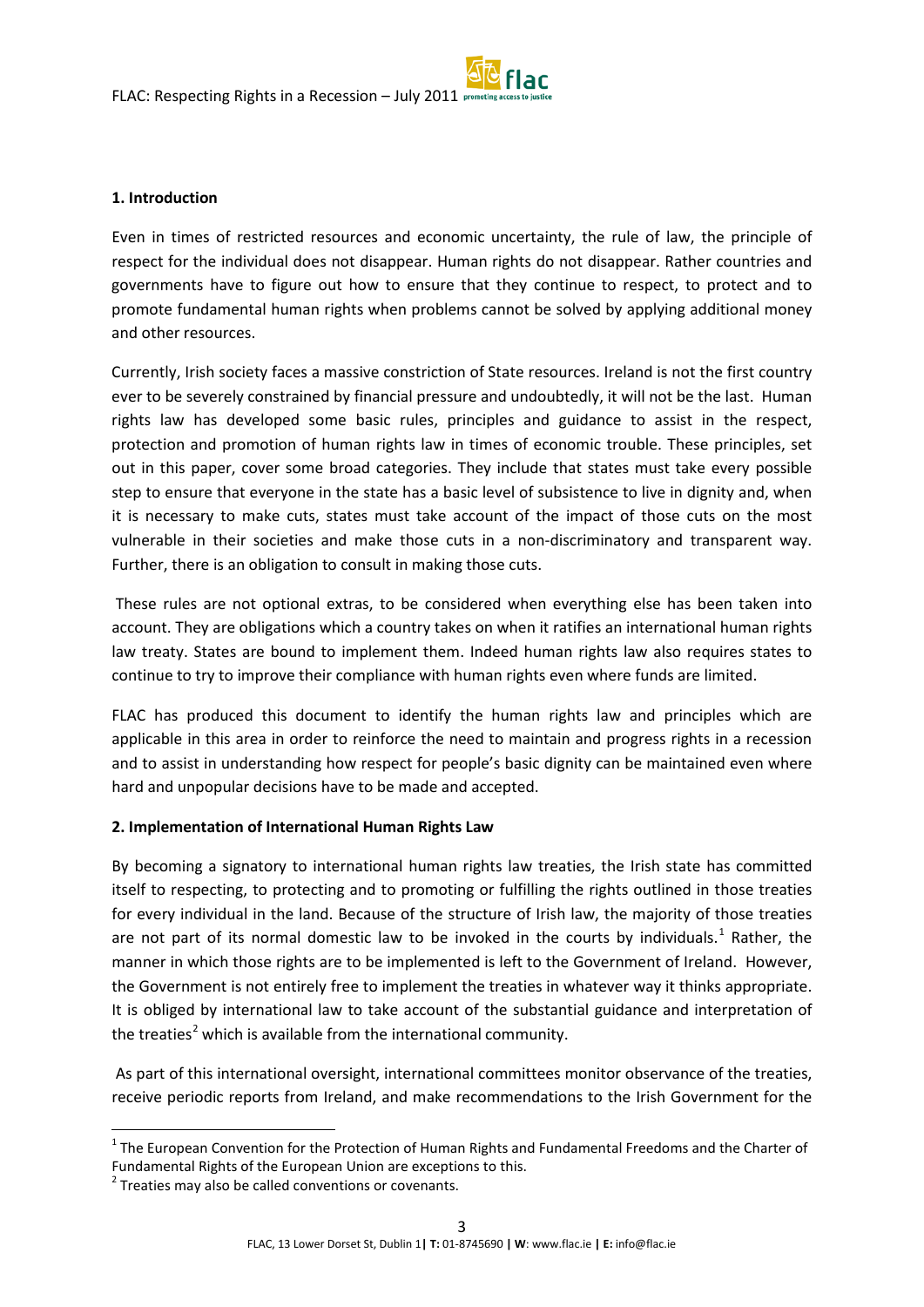## 1. Introduction

Even in times of restricted resources and economic uncertainty, the rule of law, the principle of respect for the individual does not disappear. Human rights do not disappear. Rather countries and governments have to figure out how to ensure that they continue to respect, to protect and to promote fundamental human rights when problems cannot be solved by applying additional money and other resources.

Currently, Irish society faces a massive constriction of State resources. Ireland is not the first country ever to be severely constrained by financial pressure and undoubtedly, it will not be the last. Human rights law has developed some basic rules, principles and guidance to assist in the respect, protection and promotion of human rights law in times of economic trouble. These principles, set out in this paper, cover some broad categories. They include that states must take every possible step to ensure that everyone in the state has a basic level of subsistence to live in dignity and, when it is necessary to make cuts, states must take account of the impact of those cuts on the most vulnerable in their societies and make those cuts in a non-discriminatory and transparent way. Further, there is an obligation to consult in making those cuts.

These rules are not optional extras, to be considered when everything else has been taken into account. They are obligations which a country takes on when it ratifies an international human rights law treaty. States are bound to implement them. Indeed human rights law also requires states to continue to try to improve their compliance with human rights even where funds are limited.

FLAC has produced this document to identify the human rights law and principles which are applicable in this area in order to reinforce the need to maintain and progress rights in a recession and to assist in understanding how respect for people's basic dignity can be maintained even where hard and unpopular decisions have to be made and accepted.

## 2. Implementation of International Human Rights Law

By becoming a signatory to international human rights law treaties, the Irish state has committed itself to respecting, to protecting and to promoting or fulfilling the rights outlined in those treaties for every individual in the land. Because of the structure of Irish law, the majority of those treaties are not part of its normal domestic law to be invoked in the courts by individuals.[1] Rather, the manner in which those rights are to be implemented is left to the Government of Ireland. However, the Government is not entirely free to implement the treaties in whatever way it thinks appropriate. It is obliged by international law to take account of the substantial guidance and interpretation of the treaties[2] which is available from the international community.

As part of this international oversight, international committees monitor observance of the treaties, receive periodic reports from Ireland, and make recommendations to the Irish Government for the

---

[1] The European Convention for the Protection of Human Rights and Fundamental Freedoms and the Charter of Fundamental Rights of the European Union are exceptions to this.

[2] Treaties may also be called conventions or covenants.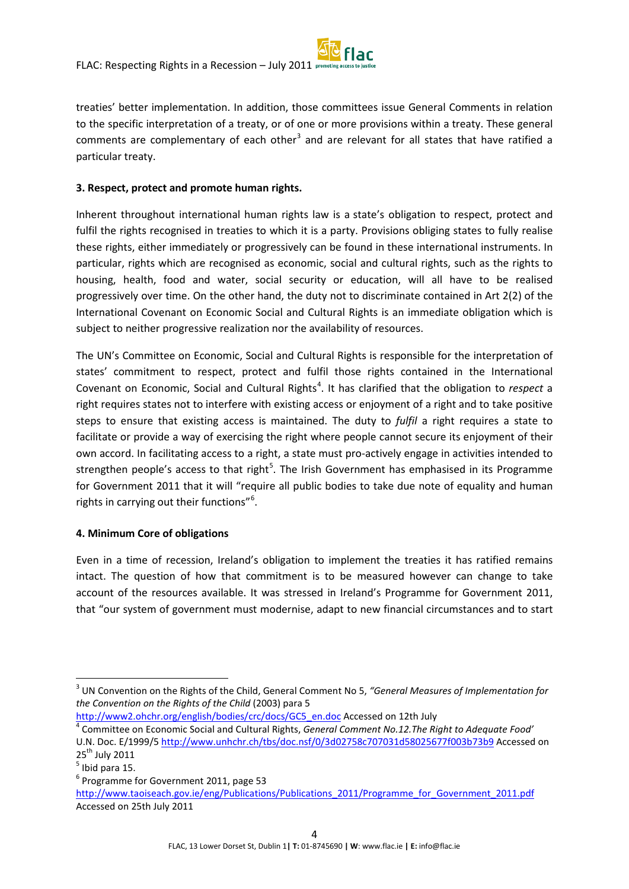treaties' better implementation. In addition, those committees issue General Comments in relation to the specific interpretation of a treaty, or of one or more provisions within a treaty. These general comments are complementary of each other[3] and are relevant for all states that have ratified a particular treaty.

**3. Respect, protect and promote human rights.**

Inherent throughout international human rights law is a state's obligation to respect, protect and fulfil the rights recognised in treaties to which it is a party. Provisions obliging states to fully realise these rights, either immediately or progressively can be found in these international instruments. In particular, rights which are recognised as economic, social and cultural rights, such as the rights to housing, health, food and water, social security or education, will all have to be realised progressively over time. On the other hand, the duty not to discriminate contained in Art 2(2) of the International Covenant on Economic Social and Cultural Rights is an immediate obligation which is subject to neither progressive realization nor the availability of resources.

The UN's Committee on Economic, Social and Cultural Rights is responsible for the interpretation of states' commitment to respect, protect and fulfil those rights contained in the International Covenant on Economic, Social and Cultural Rights[4]. It has clarified that the obligation to *respect* a right requires states not to interfere with existing access or enjoyment of a right and to take positive steps to ensure that existing access is maintained. The duty to *fulfil* a right requires a state to facilitate or provide a way of exercising the right where people cannot secure its enjoyment of their own accord. In facilitating access to a right, a state must pro-actively engage in activities intended to strengthen people's access to that right[5]. The Irish Government has emphasised in its Programme for Government 2011 that it will "require all public bodies to take due note of equality and human rights in carrying out their functions"[6].

**4. Minimum Core of obligations**

Even in a time of recession, Ireland's obligation to implement the treaties it has ratified remains intact. The question of how that commitment is to be measured however can change to take account of the resources available. It was stressed in Ireland's Programme for Government 2011, that "our system of government must modernise, adapt to new financial circumstances and to start

---

[3] UN Convention on the Rights of the Child, General Comment No 5, *"General Measures of Implementation for the Convention on the Rights of the Child* (2003) para 5 http://www2.ohchr.org/english/bodies/crc/docs/GC5_en.doc Accessed on 12th July

[4] Committee on Economic Social and Cultural Rights, *General Comment No.12.The Right to Adequate Food'* U.N. Doc. E/1999/5 http://www.unhchr.ch/tbs/doc.nsf/0/3d02758c707031d58025677f003b73b9 Accessed on 25th July 2011

[5] Ibid para 15.

[6] Programme for Government 2011, page 53 http://www.taoiseach.gov.ie/eng/Publications/Publications_2011/Programme_for_Government_2011.pdf Accessed on 25th July 2011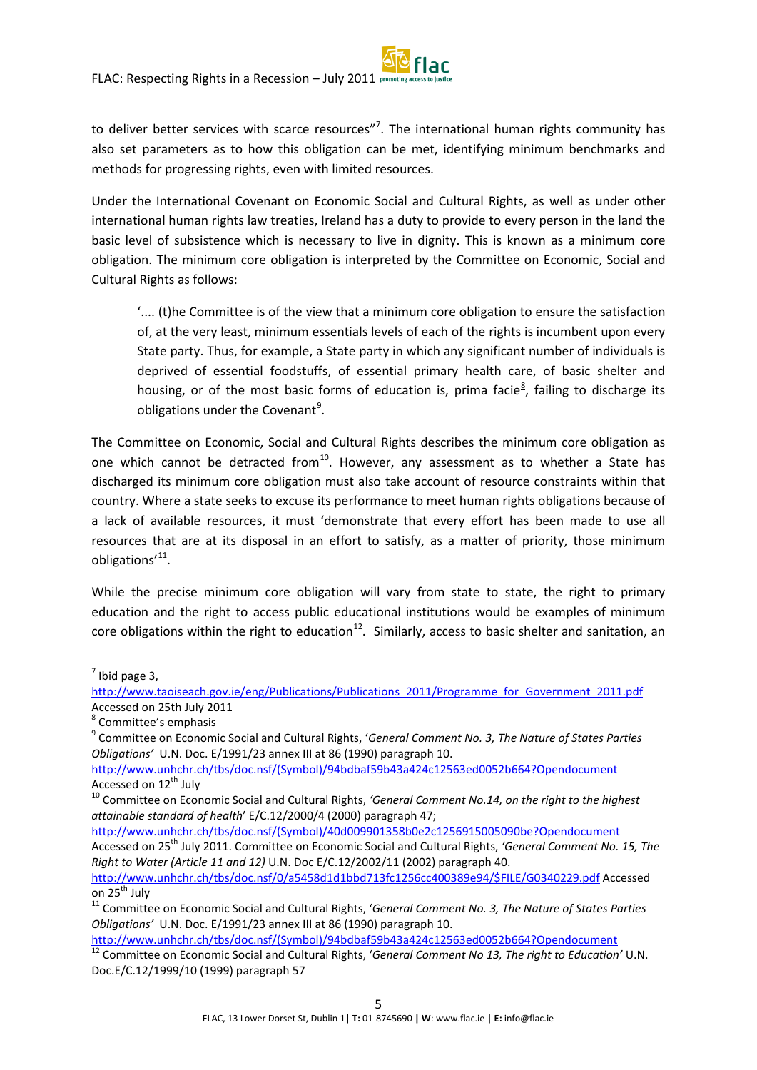to deliver better services with scarce resources"[7]. The international human rights community has also set parameters as to how this obligation can be met, identifying minimum benchmarks and methods for progressing rights, even with limited resources.

Under the International Covenant on Economic Social and Cultural Rights, as well as under other international human rights law treaties, Ireland has a duty to provide to every person in the land the basic level of subsistence which is necessary to live in dignity. This is known as a minimum core obligation. The minimum core obligation is interpreted by the Committee on Economic, Social and Cultural Rights as follows:

> '.... (t)he Committee is of the view that a minimum core obligation to ensure the satisfaction of, at the very least, minimum essentials levels of each of the rights is incumbent upon every State party. Thus, for example, a State party in which any significant number of individuals is deprived of essential foodstuffs, of essential primary health care, of basic shelter and housing, or of the most basic forms of education is, <u>prima facie</u>[8], failing to discharge its obligations under the Covenant[9].

The Committee on Economic, Social and Cultural Rights describes the minimum core obligation as one which cannot be detracted from[10]. However, any assessment as to whether a State has discharged its minimum core obligation must also take account of resource constraints within that country. Where a state seeks to excuse its performance to meet human rights obligations because of a lack of available resources, it must 'demonstrate that every effort has been made to use all resources that are at its disposal in an effort to satisfy, as a matter of priority, those minimum obligations'[11].

While the precise minimum core obligation will vary from state to state, the right to primary education and the right to access public educational institutions would be examples of minimum core obligations within the right to education[12]. Similarly, access to basic shelter and sanitation, an

---

[7] Ibid page 3, http://www.taoiseach.gov.ie/eng/Publications/Publications_2011/Programme_for_Government_2011.pdf Accessed on 25th July 2011

[8] Committee's emphasis

[9] Committee on Economic Social and Cultural Rights, '*General Comment No. 3, The Nature of States Parties Obligations*' U.N. Doc. E/1991/23 annex III at 86 (1990) paragraph 10. http://www.unhchr.ch/tbs/doc.nsf/(Symbol)/94bdbaf59b43a424c12563ed0052b664?Opendocument Accessed on 12th July

[10] Committee on Economic Social and Cultural Rights, '*General Comment No.14, on the right to the highest attainable standard of health*' E/C.12/2000/4 (2000) paragraph 47; http://www.unhchr.ch/tbs/doc.nsf/(Symbol)/40d009901358b0e2c1256915005090be?Opendocument Accessed on 25th July 2011. Committee on Economic Social and Cultural Rights, '*General Comment No. 15, The Right to Water (Article 11 and 12)* U.N. Doc E/C.12/2002/11 (2002) paragraph 40. http://www.unhchr.ch/tbs/doc.nsf/0/a5458d1d1bbd713fc1256cc400389e94/$FILE/G0340229.pdf Accessed on 25th July

[11] Committee on Economic Social and Cultural Rights, '*General Comment No. 3, The Nature of States Parties Obligations*' U.N. Doc. E/1991/23 annex III at 86 (1990) paragraph 10. http://www.unhchr.ch/tbs/doc.nsf/(Symbol)/94bdbaf59b43a424c12563ed0052b664?Opendocument

[12] Committee on Economic Social and Cultural Rights, '*General Comment No 13, The right to Education*' U.N. Doc.E/C.12/1999/10 (1999) paragraph 57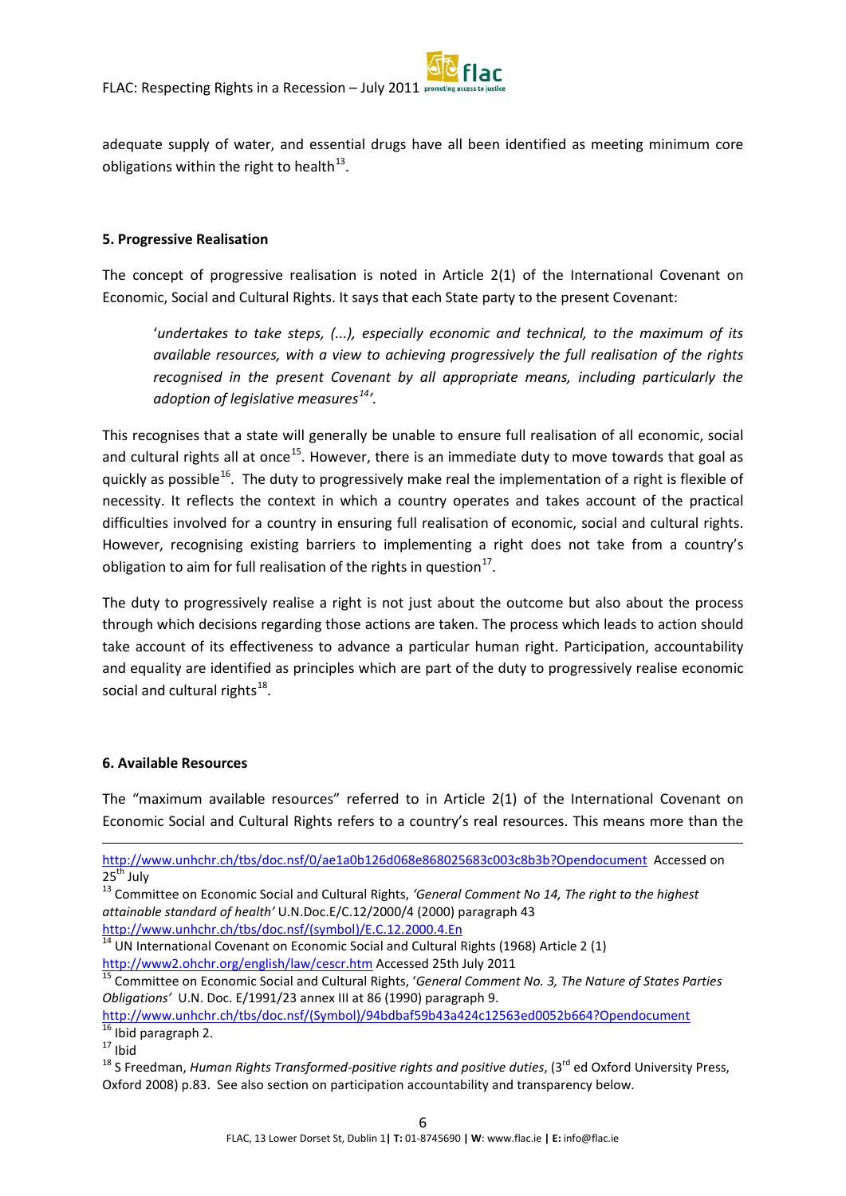adequate supply of water, and essential drugs have all been identified as meeting minimum core obligations within the right to health[13].

### 5. Progressive Realisation

The concept of progressive realisation is noted in Article 2(1) of the International Covenant on Economic, Social and Cultural Rights. It says that each State party to the present Covenant:

> '*undertakes to take steps, (...), especially economic and technical, to the maximum of its available resources, with a view to achieving progressively the full realisation of the rights recognised in the present Covenant by all appropriate means, including particularly the adoption of legislative measures*[14]'.

This recognises that a state will generally be unable to ensure full realisation of all economic, social and cultural rights all at once[15]. However, there is an immediate duty to move towards that goal as quickly as possible[16]. The duty to progressively make real the implementation of a right is flexible of necessity. It reflects the context in which a country operates and takes account of the practical difficulties involved for a country in ensuring full realisation of economic, social and cultural rights. However, recognising existing barriers to implementing a right does not take from a country's obligation to aim for full realisation of the rights in question[17].

The duty to progressively realise a right is not just about the outcome but also about the process through which decisions regarding those actions are taken. The process which leads to action should take account of its effectiveness to advance a particular human right. Participation, accountability and equality are identified as principles which are part of the duty to progressively realise economic social and cultural rights[18].

### 6. Available Resources

The "maximum available resources" referred to in Article 2(1) of the International Covenant on Economic Social and Cultural Rights refers to a country's real resources. This means more than the

---

http://www.unhchr.ch/tbs/doc.nsf/0/ae1a0b126d068e868025683c003c8b3b?Opendocument Accessed on 25th July

[13] Committee on Economic Social and Cultural Rights, *'General Comment No 14, The right to the highest attainable standard of health'* U.N.Doc.E/C.12/2000/4 (2000) paragraph 43 http://www.unhchr.ch/tbs/doc.nsf/(symbol)/E.C.12.2000.4.En

[14] UN International Covenant on Economic Social and Cultural Rights (1968) Article 2 (1) http://www2.ohchr.org/english/law/cescr.htm Accessed 25th July 2011

[15] Committee on Economic Social and Cultural Rights, '*General Comment No. 3, The Nature of States Parties Obligations*' U.N. Doc. E/1991/23 annex III at 86 (1990) paragraph 9. http://www.unhchr.ch/tbs/doc.nsf/(Symbol)/94bdbaf59b43a424c12563ed0052b664?Opendocument

[16] Ibid paragraph 2.

[17] Ibid

[18] S Freedman, *Human Rights Transformed-positive rights and positive duties*, (3rd ed Oxford University Press, Oxford 2008) p.83. See also section on participation accountability and transparency below.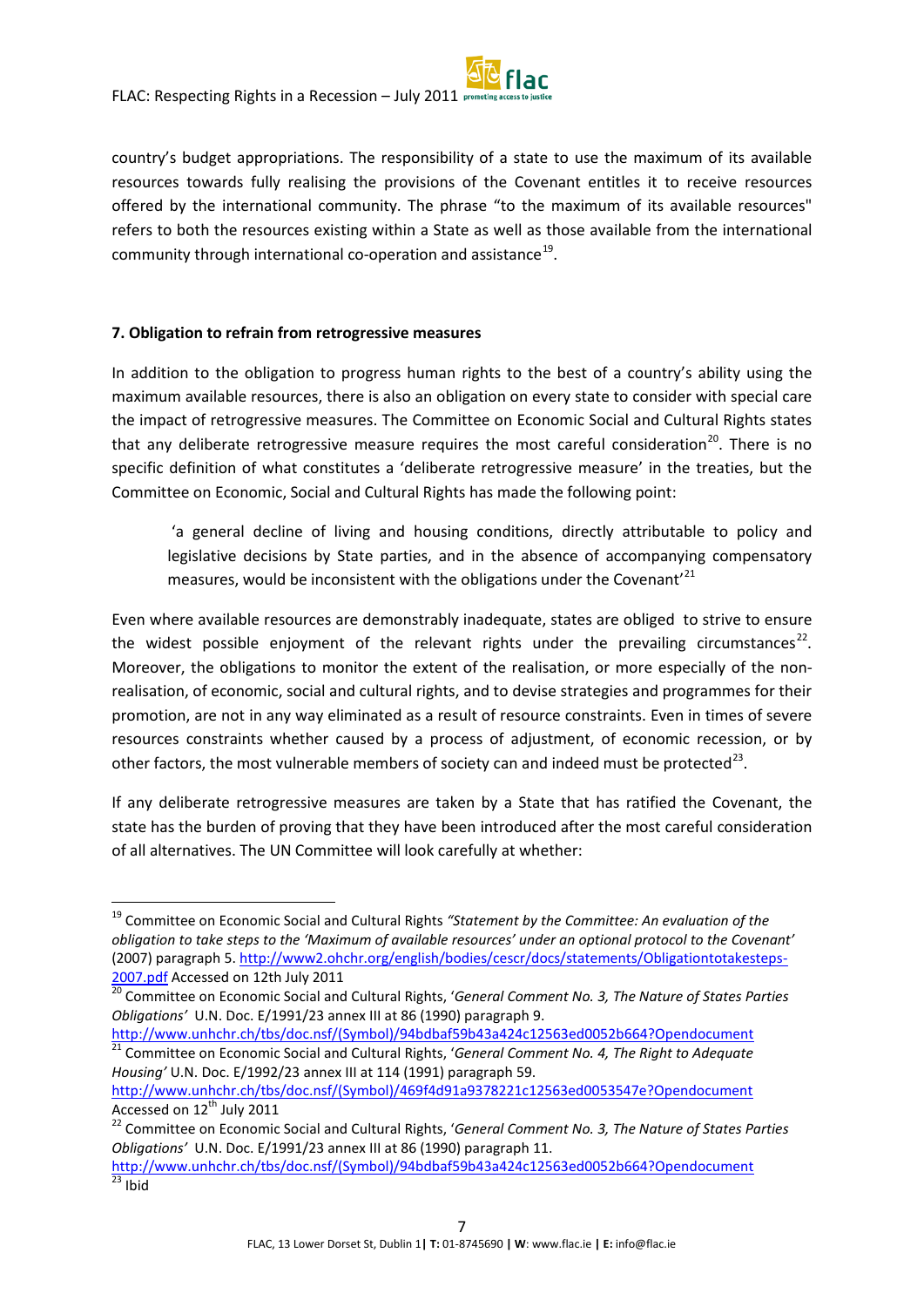country's budget appropriations. The responsibility of a state to use the maximum of its available resources towards fully realising the provisions of the Covenant entitles it to receive resources offered by the international community. The phrase "to the maximum of its available resources" refers to both the resources existing within a State as well as those available from the international community through international co-operation and assistance[19].

**7. Obligation to refrain from retrogressive measures**

In addition to the obligation to progress human rights to the best of a country's ability using the maximum available resources, there is also an obligation on every state to consider with special care the impact of retrogressive measures. The Committee on Economic Social and Cultural Rights states that any deliberate retrogressive measure requires the most careful consideration[20]. There is no specific definition of what constitutes a 'deliberate retrogressive measure' in the treaties, but the Committee on Economic, Social and Cultural Rights has made the following point:

> 'a general decline of living and housing conditions, directly attributable to policy and legislative decisions by State parties, and in the absence of accompanying compensatory measures, would be inconsistent with the obligations under the Covenant'[21]

Even where available resources are demonstrably inadequate, states are obliged to strive to ensure the widest possible enjoyment of the relevant rights under the prevailing circumstances[22]. Moreover, the obligations to monitor the extent of the realisation, or more especially of the non-realisation, of economic, social and cultural rights, and to devise strategies and programmes for their promotion, are not in any way eliminated as a result of resource constraints. Even in times of severe resources constraints whether caused by a process of adjustment, of economic recession, or by other factors, the most vulnerable members of society can and indeed must be protected[23].

If any deliberate retrogressive measures are taken by a State that has ratified the Covenant, the state has the burden of proving that they have been introduced after the most careful consideration of all alternatives. The UN Committee will look carefully at whether:

---

[19] Committee on Economic Social and Cultural Rights *"Statement by the Committee: An evaluation of the obligation to take steps to the 'Maximum of available resources' under an optional protocol to the Covenant'* (2007) paragraph 5. http://www2.ohchr.org/english/bodies/cescr/docs/statements/Obligationtotakesteps-2007.pdf Accessed on 12th July 2011

[20] Committee on Economic Social and Cultural Rights, '*General Comment No. 3, The Nature of States Parties Obligations*' U.N. Doc. E/1991/23 annex III at 86 (1990) paragraph 9. http://www.unhchr.ch/tbs/doc.nsf/(Symbol)/94bdbaf59b43a424c12563ed0052b664?Opendocument

[21] Committee on Economic Social and Cultural Rights, '*General Comment No. 4, The Right to Adequate Housing*' U.N. Doc. E/1992/23 annex III at 114 (1991) paragraph 59. http://www.unhchr.ch/tbs/doc.nsf/(Symbol)/469f4d91a9378221c12563ed0053547e?Opendocument Accessed on 12th July 2011

[22] Committee on Economic Social and Cultural Rights, '*General Comment No. 3, The Nature of States Parties Obligations*' U.N. Doc. E/1991/23 annex III at 86 (1990) paragraph 11. http://www.unhchr.ch/tbs/doc.nsf/(Symbol)/94bdbaf59b43a424c12563ed0052b664?Opendocument

[23] Ibid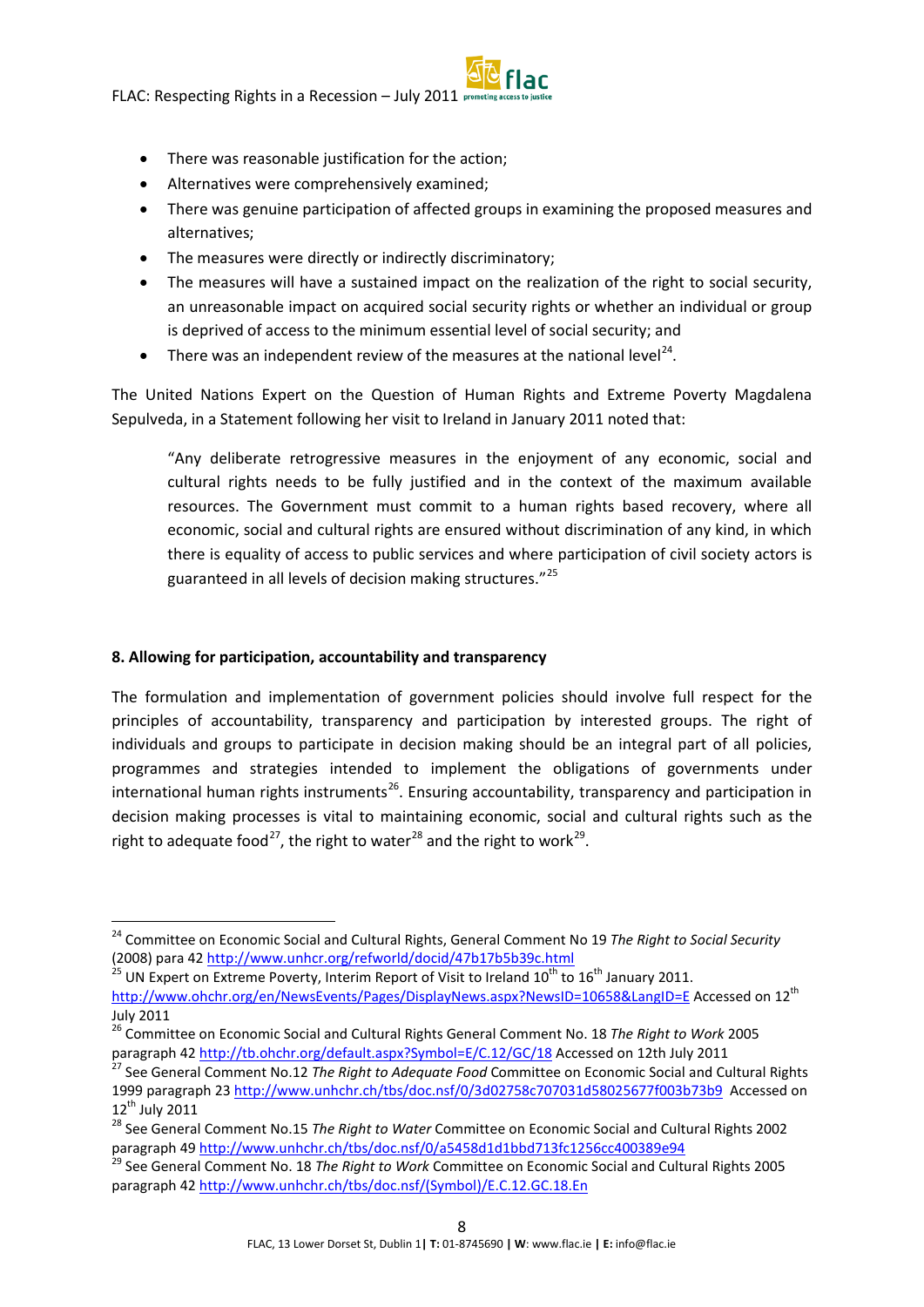- There was reasonable justification for the action;
- Alternatives were comprehensively examined;
- There was genuine participation of affected groups in examining the proposed measures and alternatives;
- The measures were directly or indirectly discriminatory;
- The measures will have a sustained impact on the realization of the right to social security, an unreasonable impact on acquired social security rights or whether an individual or group is deprived of access to the minimum essential level of social security; and
- There was an independent review of the measures at the national level[24].

The United Nations Expert on the Question of Human Rights and Extreme Poverty Magdalena Sepulveda, in a Statement following her visit to Ireland in January 2011 noted that:

> "Any deliberate retrogressive measures in the enjoyment of any economic, social and cultural rights needs to be fully justified and in the context of the maximum available resources. The Government must commit to a human rights based recovery, where all economic, social and cultural rights are ensured without discrimination of any kind, in which there is equality of access to public services and where participation of civil society actors is guaranteed in all levels of decision making structures."[25]

## 8. Allowing for participation, accountability and transparency

The formulation and implementation of government policies should involve full respect for the principles of accountability, transparency and participation by interested groups. The right of individuals and groups to participate in decision making should be an integral part of all policies, programmes and strategies intended to implement the obligations of governments under international human rights instruments[26]. Ensuring accountability, transparency and participation in decision making processes is vital to maintaining economic, social and cultural rights such as the right to adequate food[27], the right to water[28] and the right to work[29].

---

[24] Committee on Economic Social and Cultural Rights, General Comment No 19 *The Right to Social Security* (2008) para 42 http://www.unhcr.org/refworld/docid/47b17b5b39c.html

[25] UN Expert on Extreme Poverty, Interim Report of Visit to Ireland 10th to 16th January 2011. http://www.ohchr.org/en/NewsEvents/Pages/DisplayNews.aspx?NewsID=10658&LangID=E Accessed on 12th July 2011

[26] Committee on Economic Social and Cultural Rights General Comment No. 18 *The Right to Work* 2005 paragraph 42 http://tb.ohchr.org/default.aspx?Symbol=E/C.12/GC/18 Accessed on 12th July 2011

[27] See General Comment No.12 *The Right to Adequate Food* Committee on Economic Social and Cultural Rights 1999 paragraph 23 http://www.unhchr.ch/tbs/doc.nsf/0/3d02758c707031d58025677f003b73b9 Accessed on 12th July 2011

[28] See General Comment No.15 *The Right to Water* Committee on Economic Social and Cultural Rights 2002 paragraph 49 http://www.unhchr.ch/tbs/doc.nsf/0/a5458d1d1bbd713fc1256cc400389e94

[29] See General Comment No. 18 *The Right to Work* Committee on Economic Social and Cultural Rights 2005 paragraph 42 http://www.unhchr.ch/tbs/doc.nsf/(Symbol)/E.C.12.GC.18.En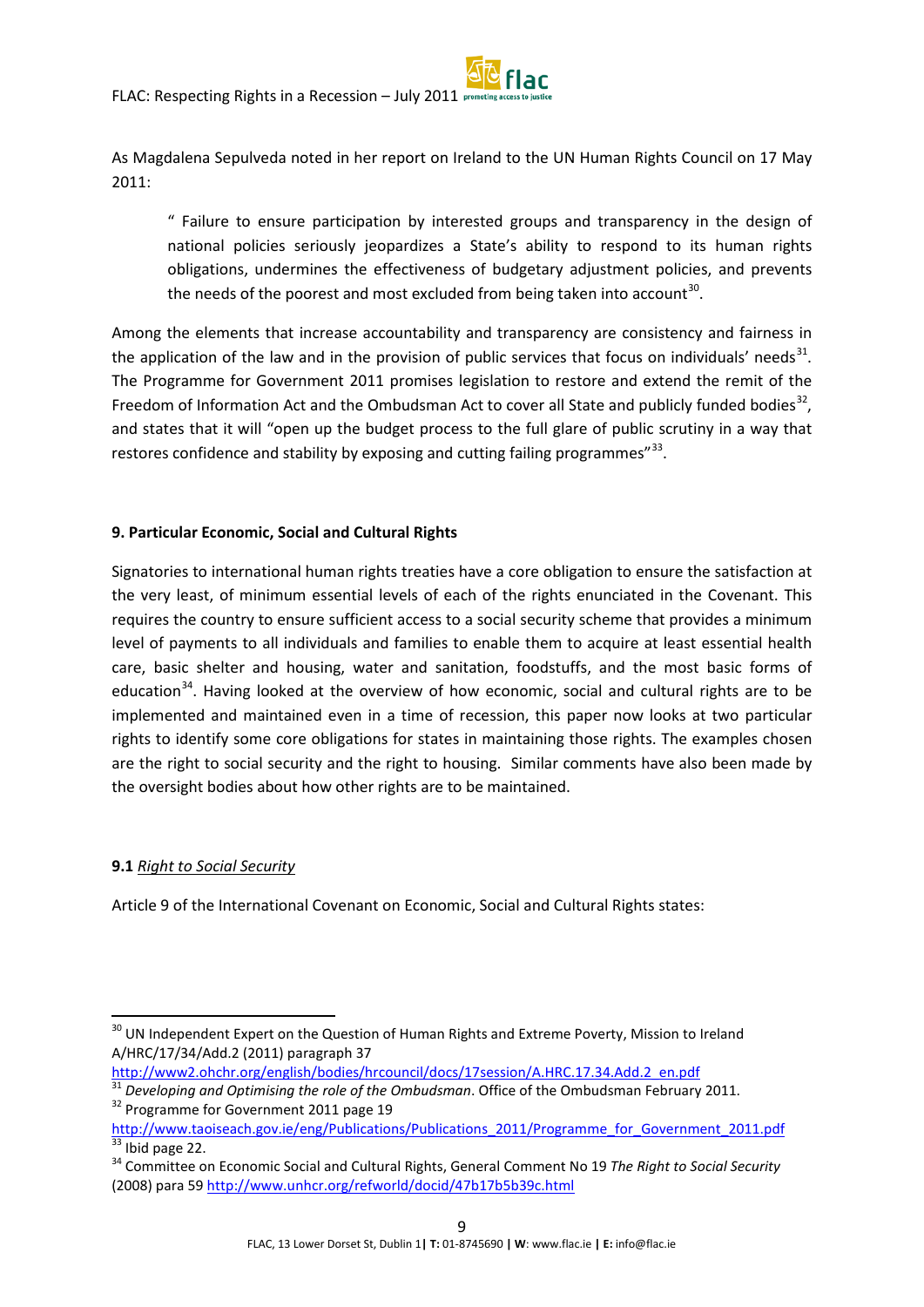As Magdalena Sepulveda noted in her report on Ireland to the UN Human Rights Council on 17 May 2011:

> " Failure to ensure participation by interested groups and transparency in the design of national policies seriously jeopardizes a State's ability to respond to its human rights obligations, undermines the effectiveness of budgetary adjustment policies, and prevents the needs of the poorest and most excluded from being taken into account[30].

Among the elements that increase accountability and transparency are consistency and fairness in the application of the law and in the provision of public services that focus on individuals' needs[31]. The Programme for Government 2011 promises legislation to restore and extend the remit of the Freedom of Information Act and the Ombudsman Act to cover all State and publicly funded bodies[32], and states that it will "open up the budget process to the full glare of public scrutiny in a way that restores confidence and stability by exposing and cutting failing programmes"[33].

## 9. Particular Economic, Social and Cultural Rights

Signatories to international human rights treaties have a core obligation to ensure the satisfaction at the very least, of minimum essential levels of each of the rights enunciated in the Covenant. This requires the country to ensure sufficient access to a social security scheme that provides a minimum level of payments to all individuals and families to enable them to acquire at least essential health care, basic shelter and housing, water and sanitation, foodstuffs, and the most basic forms of education[34]. Having looked at the overview of how economic, social and cultural rights are to be implemented and maintained even in a time of recession, this paper now looks at two particular rights to identify some core obligations for states in maintaining those rights. The examples chosen are the right to social security and the right to housing. Similar comments have also been made by the oversight bodies about how other rights are to be maintained.

### 9.1 Right to Social Security

Article 9 of the International Covenant on Economic, Social and Cultural Rights states:

---

[30] UN Independent Expert on the Question of Human Rights and Extreme Poverty, Mission to Ireland A/HRC/17/34/Add.2 (2011) paragraph 37 http://www2.ohchr.org/english/bodies/hrcouncil/docs/17session/A.HRC.17.34.Add.2_en.pdf

[31] *Developing and Optimising the role of the Ombudsman*. Office of the Ombudsman February 2011.

[32] Programme for Government 2011 page 19 http://www.taoiseach.gov.ie/eng/Publications/Publications_2011/Programme_for_Government_2011.pdf

[33] Ibid page 22.

[34] Committee on Economic Social and Cultural Rights, General Comment No 19 *The Right to Social Security* (2008) para 59 http://www.unhcr.org/refworld/docid/47b17b5b39c.html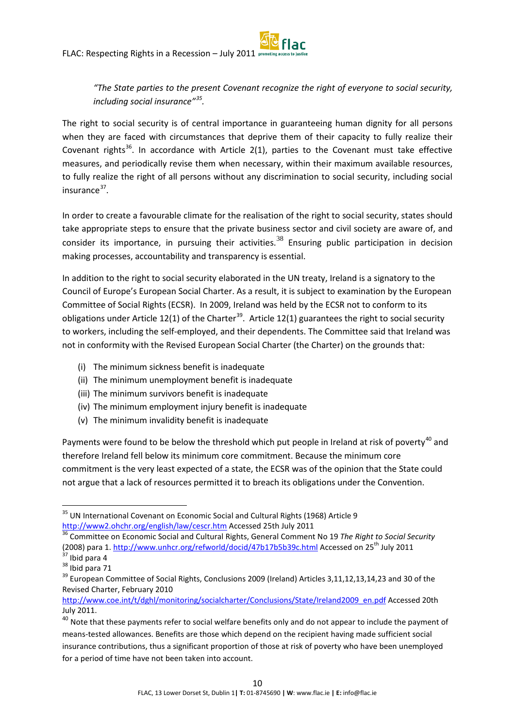*"The State parties to the present Covenant recognize the right of everyone to social security, including social insurance"*[35].

The right to social security is of central importance in guaranteeing human dignity for all persons when they are faced with circumstances that deprive them of their capacity to fully realize their Covenant rights[36]. In accordance with Article 2(1), parties to the Covenant must take effective measures, and periodically revise them when necessary, within their maximum available resources, to fully realize the right of all persons without any discrimination to social security, including social insurance[37].

In order to create a favourable climate for the realisation of the right to social security, states should take appropriate steps to ensure that the private business sector and civil society are aware of, and consider its importance, in pursuing their activities.[38] Ensuring public participation in decision making processes, accountability and transparency is essential.

In addition to the right to social security elaborated in the UN treaty, Ireland is a signatory to the Council of Europe's European Social Charter. As a result, it is subject to examination by the European Committee of Social Rights (ECSR). In 2009, Ireland was held by the ECSR not to conform to its obligations under Article 12(1) of the Charter[39]. Article 12(1) guarantees the right to social security to workers, including the self-employed, and their dependents. The Committee said that Ireland was not in conformity with the Revised European Social Charter (the Charter) on the grounds that:

(i) The minimum sickness benefit is inadequate
(ii) The minimum unemployment benefit is inadequate
(iii) The minimum survivors benefit is inadequate
(iv) The minimum employment injury benefit is inadequate
(v) The minimum invalidity benefit is inadequate

Payments were found to be below the threshold which put people in Ireland at risk of poverty[40] and therefore Ireland fell below its minimum core commitment. Because the minimum core commitment is the very least expected of a state, the ECSR was of the opinion that the State could not argue that a lack of resources permitted it to breach its obligations under the Convention.

---

[35] UN International Covenant on Economic Social and Cultural Rights (1968) Article 9 http://www2.ohchr.org/english/law/cescr.htm Accessed 25th July 2011

[36] Committee on Economic Social and Cultural Rights, General Comment No 19 *The Right to Social Security* (2008) para 1. http://www.unhcr.org/refworld/docid/47b17b5b39c.html Accessed on 25th July 2011

[37] Ibid para 4

[38] Ibid para 71

[39] European Committee of Social Rights, Conclusions 2009 (Ireland) Articles 3,11,12,13,14,23 and 30 of the Revised Charter, February 2010 http://www.coe.int/t/dghl/monitoring/socialcharter/Conclusions/State/Ireland2009_en.pdf Accessed 20th July 2011.

[40] Note that these payments refer to social welfare benefits only and do not appear to include the payment of means-tested allowances. Benefits are those which depend on the recipient having made sufficient social insurance contributions, thus a significant proportion of those at risk of poverty who have been unemployed for a period of time have not been taken into account.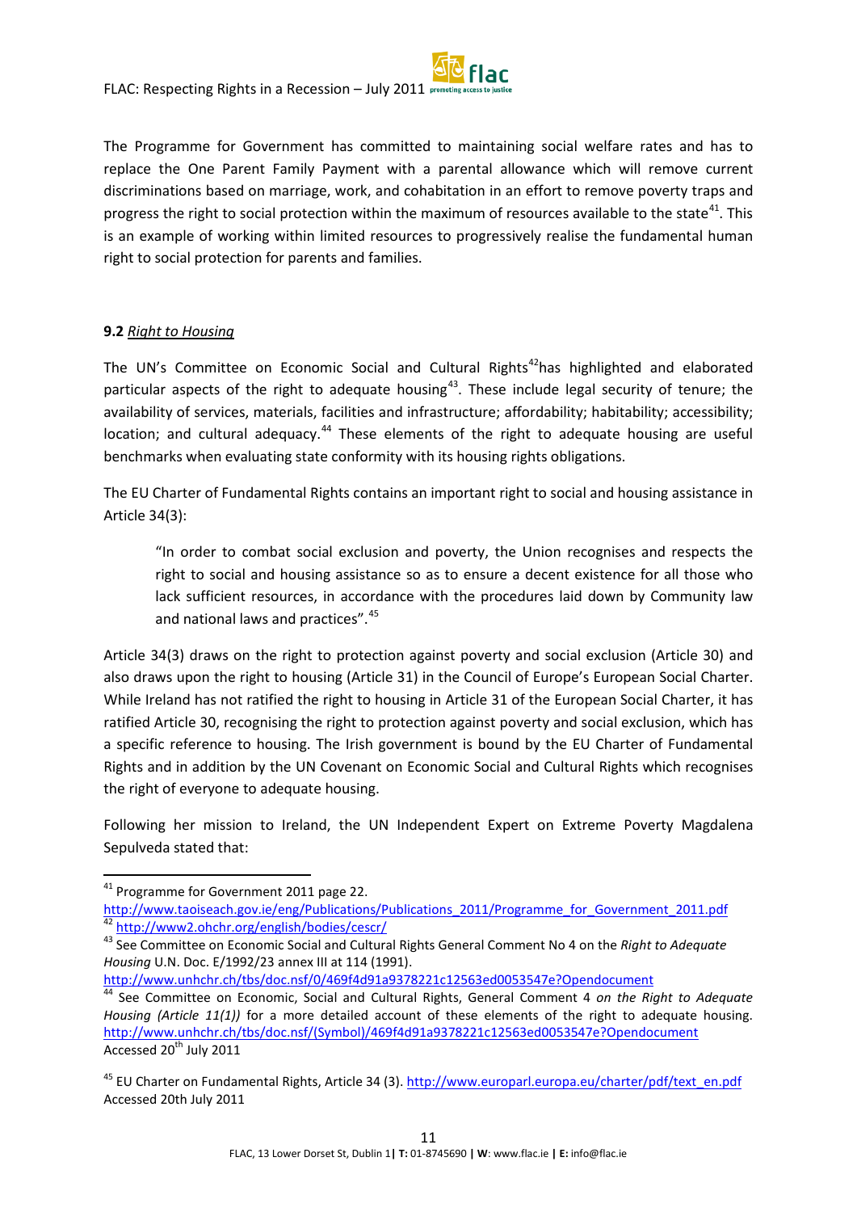The Programme for Government has committed to maintaining social welfare rates and has to replace the One Parent Family Payment with a parental allowance which will remove current discriminations based on marriage, work, and cohabitation in an effort to remove poverty traps and progress the right to social protection within the maximum of resources available to the state[41]. This is an example of working within limited resources to progressively realise the fundamental human right to social protection for parents and families.

### 9.2 *Right to Housing*

The UN's Committee on Economic Social and Cultural Rights[42]has highlighted and elaborated particular aspects of the right to adequate housing[43]. These include legal security of tenure; the availability of services, materials, facilities and infrastructure; affordability; habitability; accessibility; location; and cultural adequacy.[44] These elements of the right to adequate housing are useful benchmarks when evaluating state conformity with its housing rights obligations.

The EU Charter of Fundamental Rights contains an important right to social and housing assistance in Article 34(3):

> "In order to combat social exclusion and poverty, the Union recognises and respects the right to social and housing assistance so as to ensure a decent existence for all those who lack sufficient resources, in accordance with the procedures laid down by Community law and national laws and practices".[45]

Article 34(3) draws on the right to protection against poverty and social exclusion (Article 30) and also draws upon the right to housing (Article 31) in the Council of Europe's European Social Charter. While Ireland has not ratified the right to housing in Article 31 of the European Social Charter, it has ratified Article 30, recognising the right to protection against poverty and social exclusion, which has a specific reference to housing. The Irish government is bound by the EU Charter of Fundamental Rights and in addition by the UN Covenant on Economic Social and Cultural Rights which recognises the right of everyone to adequate housing.

Following her mission to Ireland, the UN Independent Expert on Extreme Poverty Magdalena Sepulveda stated that:

---

[41] Programme for Government 2011 page 22. http://www.taoiseach.gov.ie/eng/Publications/Publications_2011/Programme_for_Government_2011.pdf

[42] http://www2.ohchr.org/english/bodies/cescr/

[43] See Committee on Economic Social and Cultural Rights General Comment No 4 on the *Right to Adequate Housing* U.N. Doc. E/1992/23 annex III at 114 (1991). http://www.unhchr.ch/tbs/doc.nsf/0/469f4d91a9378221c12563ed0053547e?Opendocument

[44] See Committee on Economic, Social and Cultural Rights, General Comment 4 *on the Right to Adequate Housing (Article 11(1))* for a more detailed account of these elements of the right to adequate housing. http://www.unhchr.ch/tbs/doc.nsf/(Symbol)/469f4d91a9378221c12563ed0053547e?Opendocument Accessed 20th July 2011

[45] EU Charter on Fundamental Rights, Article 34 (3). http://www.europarl.europa.eu/charter/pdf/text_en.pdf Accessed 20th July 2011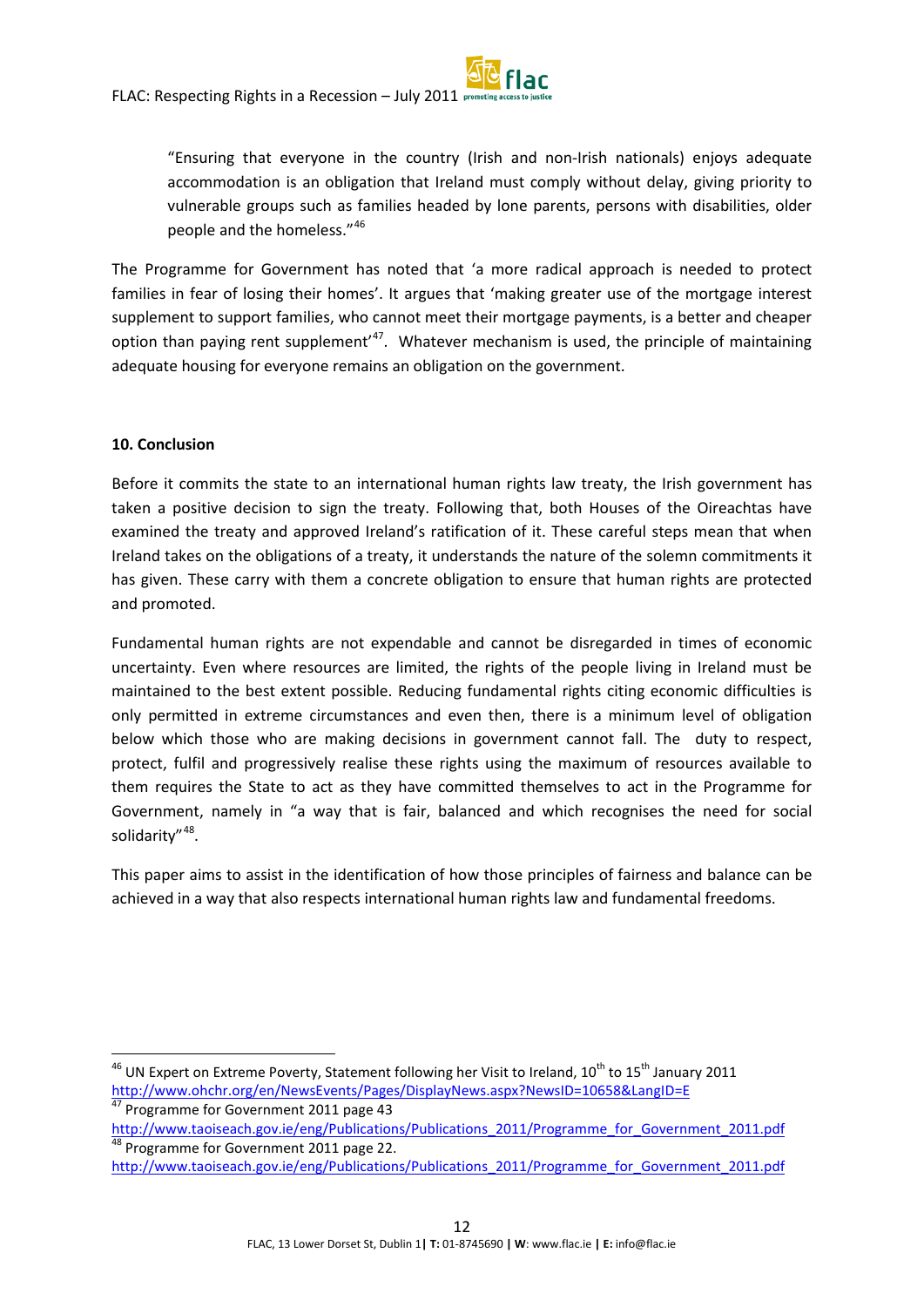"Ensuring that everyone in the country (Irish and non-Irish nationals) enjoys adequate accommodation is an obligation that Ireland must comply without delay, giving priority to vulnerable groups such as families headed by lone parents, persons with disabilities, older people and the homeless."[46]

The Programme for Government has noted that 'a more radical approach is needed to protect families in fear of losing their homes'. It argues that 'making greater use of the mortgage interest supplement to support families, who cannot meet their mortgage payments, is a better and cheaper option than paying rent supplement'[47]. Whatever mechanism is used, the principle of maintaining adequate housing for everyone remains an obligation on the government.

**10. Conclusion**

Before it commits the state to an international human rights law treaty, the Irish government has taken a positive decision to sign the treaty. Following that, both Houses of the Oireachtas have examined the treaty and approved Ireland's ratification of it. These careful steps mean that when Ireland takes on the obligations of a treaty, it understands the nature of the solemn commitments it has given. These carry with them a concrete obligation to ensure that human rights are protected and promoted.

Fundamental human rights are not expendable and cannot be disregarded in times of economic uncertainty. Even where resources are limited, the rights of the people living in Ireland must be maintained to the best extent possible. Reducing fundamental rights citing economic difficulties is only permitted in extreme circumstances and even then, there is a minimum level of obligation below which those who are making decisions in government cannot fall. The duty to respect, protect, fulfil and progressively realise these rights using the maximum of resources available to them requires the State to act as they have committed themselves to act in the Programme for Government, namely in "a way that is fair, balanced and which recognises the need for social solidarity"[48].

This paper aims to assist in the identification of how those principles of fairness and balance can be achieved in a way that also respects international human rights law and fundamental freedoms.

---

[46] UN Expert on Extreme Poverty, Statement following her Visit to Ireland, 10th to 15th January 2011 http://www.ohchr.org/en/NewsEvents/Pages/DisplayNews.aspx?NewsID=10658&LangID=E

[47] Programme for Government 2011 page 43 http://www.taoiseach.gov.ie/eng/Publications/Publications_2011/Programme_for_Government_2011.pdf

[48] Programme for Government 2011 page 22. http://www.taoiseach.gov.ie/eng/Publications/Publications_2011/Programme_for_Government_2011.pdf